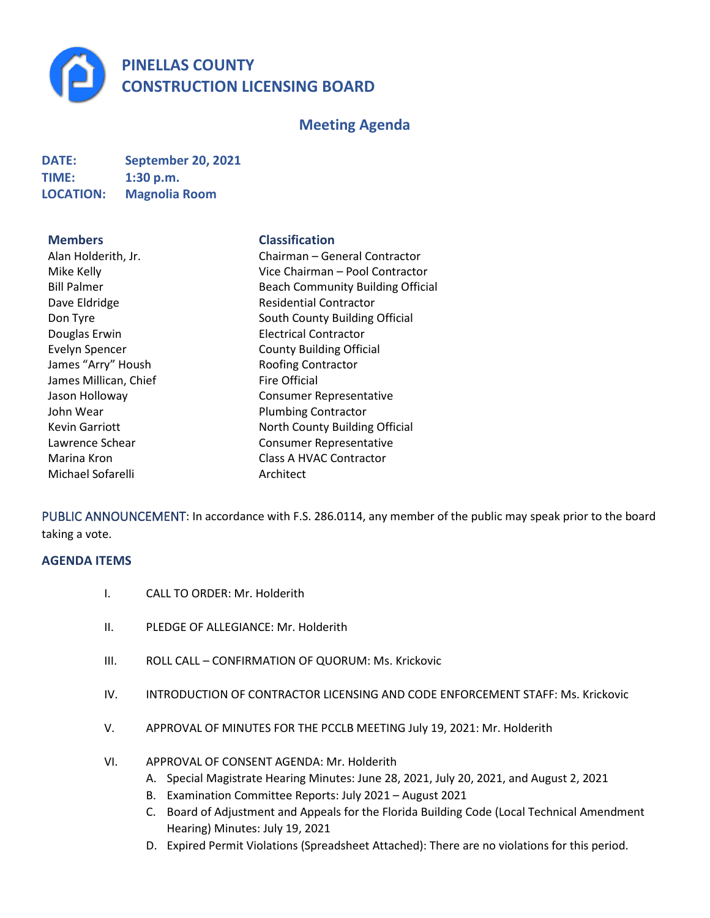# PINELLAS COUNTY CONSTRUCTION LICENSING BOARD

## Meeting Agenda

**DATE:** September 20, 2021
**TIME:** 1:30 p.m.
**LOCATION:** Magnolia Room

| Members | Classification |
|---|---|
| Alan Holderith, Jr. | Chairman – General Contractor |
| Mike Kelly | Vice Chairman – Pool Contractor |
| Bill Palmer | Beach Community Building Official |
| Dave Eldridge | Residential Contractor |
| Don Tyre | South County Building Official |
| Douglas Erwin | Electrical Contractor |
| Evelyn Spencer | County Building Official |
| James "Arry" Housh | Roofing Contractor |
| James Millican, Chief | Fire Official |
| Jason Holloway | Consumer Representative |
| John Wear | Plumbing Contractor |
| Kevin Garriott | North County Building Official |
| Lawrence Schear | Consumer Representative |
| Marina Kron | Class A HVAC Contractor |
| Michael Sofarelli | Architect |

PUBLIC ANNOUNCEMENT: In accordance with F.S. 286.0114, any member of the public may speak prior to the board taking a vote.

### AGENDA ITEMS

I. CALL TO ORDER: Mr. Holderith

II. PLEDGE OF ALLEGIANCE: Mr. Holderith

III. ROLL CALL – CONFIRMATION OF QUORUM: Ms. Krickovic

IV. INTRODUCTION OF CONTRACTOR LICENSING AND CODE ENFORCEMENT STAFF: Ms. Krickovic

V. APPROVAL OF MINUTES FOR THE PCCLB MEETING July 19, 2021: Mr. Holderith

VI. APPROVAL OF CONSENT AGENDA: Mr. Holderith
   - A. Special Magistrate Hearing Minutes: June 28, 2021, July 20, 2021, and August 2, 2021
   - B. Examination Committee Reports: July 2021 – August 2021
   - C. Board of Adjustment and Appeals for the Florida Building Code (Local Technical Amendment Hearing) Minutes: July 19, 2021
   - D. Expired Permit Violations (Spreadsheet Attached): There are no violations for this period.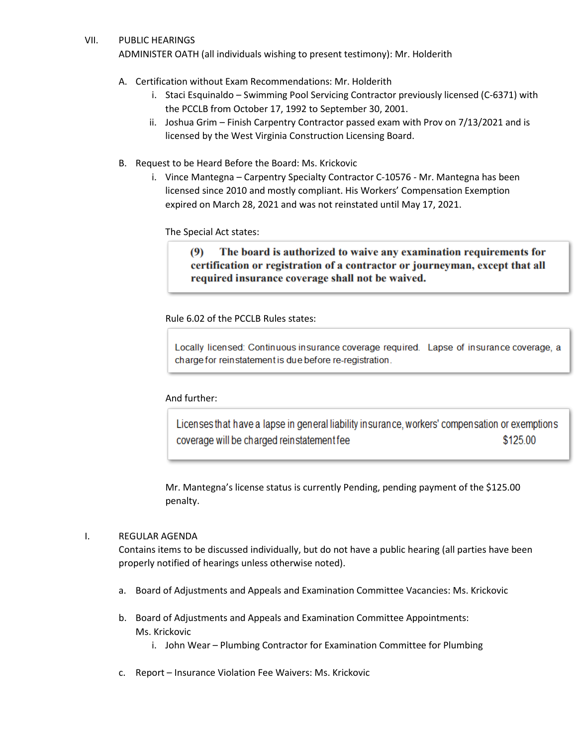VII. PUBLIC HEARINGS

ADMINISTER OATH (all individuals wishing to present testimony): Mr. Holderith

A. Certification without Exam Recommendations: Mr. Holderith

   i. Staci Esquinaldo – Swimming Pool Servicing Contractor previously licensed (C-6371) with the PCCLB from October 17, 1992 to September 30, 2001.

   ii. Joshua Grim – Finish Carpentry Contractor passed exam with Prov on 7/13/2021 and is licensed by the West Virginia Construction Licensing Board.

B. Request to be Heard Before the Board: Ms. Krickovic

   i. Vince Mantegna – Carpentry Specialty Contractor C-10576 - Mr. Mantegna has been licensed since 2010 and mostly compliant. His Workers' Compensation Exemption expired on March 28, 2021 and was not reinstated until May 17, 2021.

   The Special Act states:

   > **(9) The board is authorized to waive any examination requirements for certification or registration of a contractor or journeyman, except that all required insurance coverage shall not be waived.**

   Rule 6.02 of the PCCLB Rules states:

   > Locally licensed: Continuous insurance coverage required. Lapse of insurance coverage, a charge for reinstatement is due before re-registration.

   And further:

   > Licenses that have a lapse in general liability insurance, workers' compensation or exemptions coverage will be charged reinstatement fee $125.00

   Mr. Mantegna's license status is currently Pending, pending payment of the $125.00 penalty.

I. REGULAR AGENDA

Contains items to be discussed individually, but do not have a public hearing (all parties have been properly notified of hearings unless otherwise noted).

a. Board of Adjustments and Appeals and Examination Committee Vacancies: Ms. Krickovic

b. Board of Adjustments and Appeals and Examination Committee Appointments: Ms. Krickovic

   i. John Wear – Plumbing Contractor for Examination Committee for Plumbing

c. Report – Insurance Violation Fee Waivers: Ms. Krickovic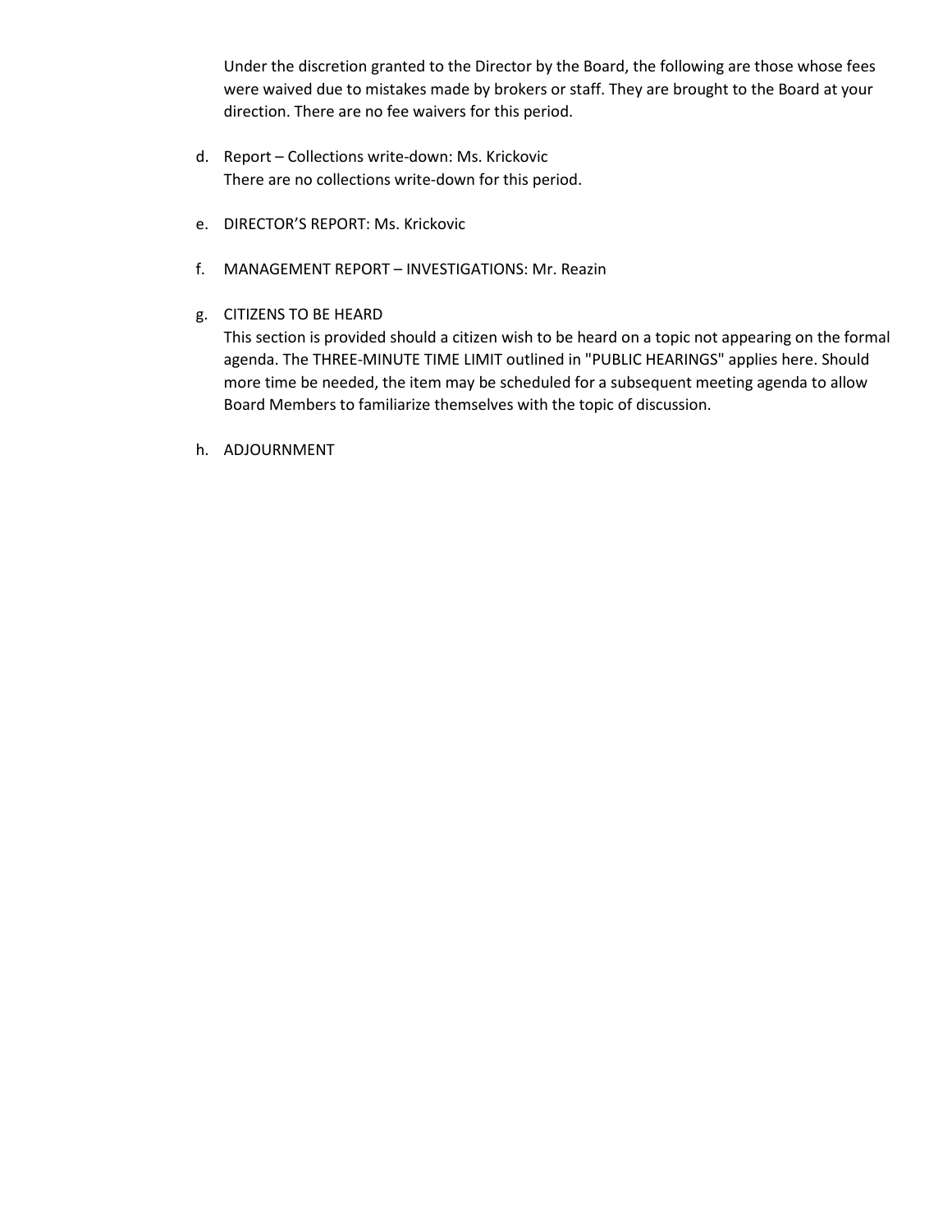Under the discretion granted to the Director by the Board, the following are those whose fees were waived due to mistakes made by brokers or staff. They are brought to the Board at your direction. There are no fee waivers for this period.

d. Report – Collections write-down: Ms. Krickovic
   There are no collections write-down for this period.

e. DIRECTOR'S REPORT: Ms. Krickovic

f. MANAGEMENT REPORT – INVESTIGATIONS: Mr. Reazin

g. CITIZENS TO BE HEARD
   This section is provided should a citizen wish to be heard on a topic not appearing on the formal agenda. The THREE-MINUTE TIME LIMIT outlined in "PUBLIC HEARINGS" applies here. Should more time be needed, the item may be scheduled for a subsequent meeting agenda to allow Board Members to familiarize themselves with the topic of discussion.

h. ADJOURNMENT